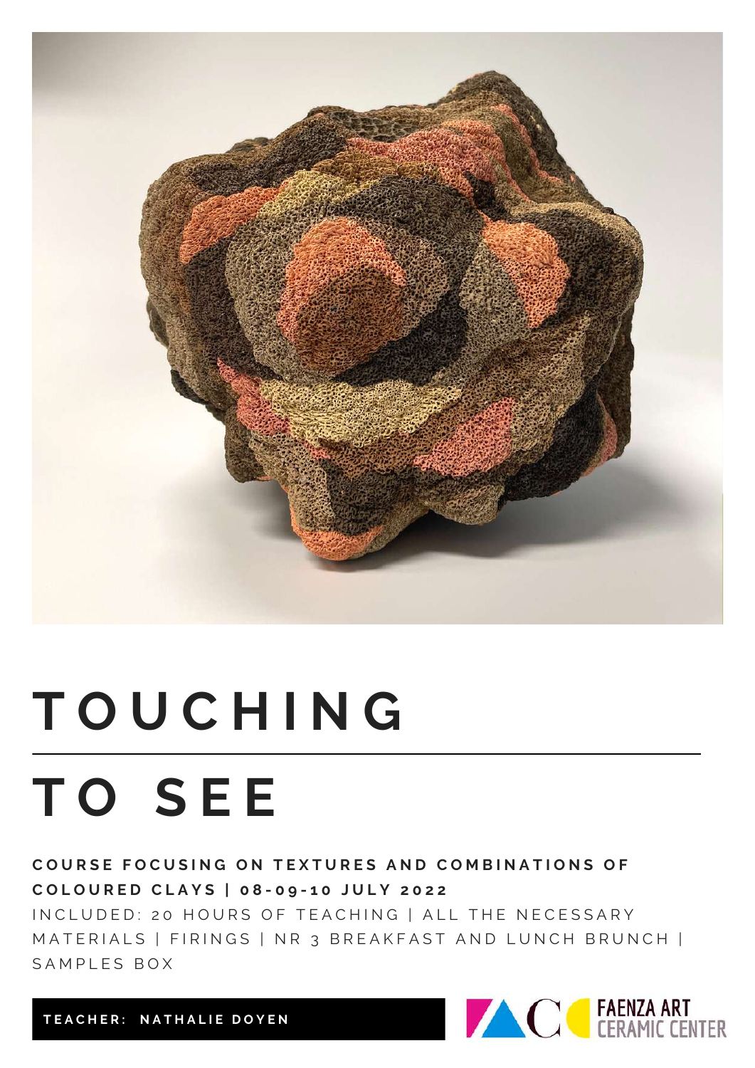# TOUCHING

# TO SEE

**COURSE FOCUSING ON TEXTURES AND COMBINATIONS OF COLOURED CLAYS | 08-09-10 JULY 2022**

INCLUDED: 20 HOURS OF TEACHING | ALL THE NECESSARY MATERIALS | FIRINGS | NR 3 BREAKFAST AND LUNCH BRUNCH | SAMPLES BOX

**TEACHER: NATHALIE DOYEN**

FAENZA ART CERAMIC CENTER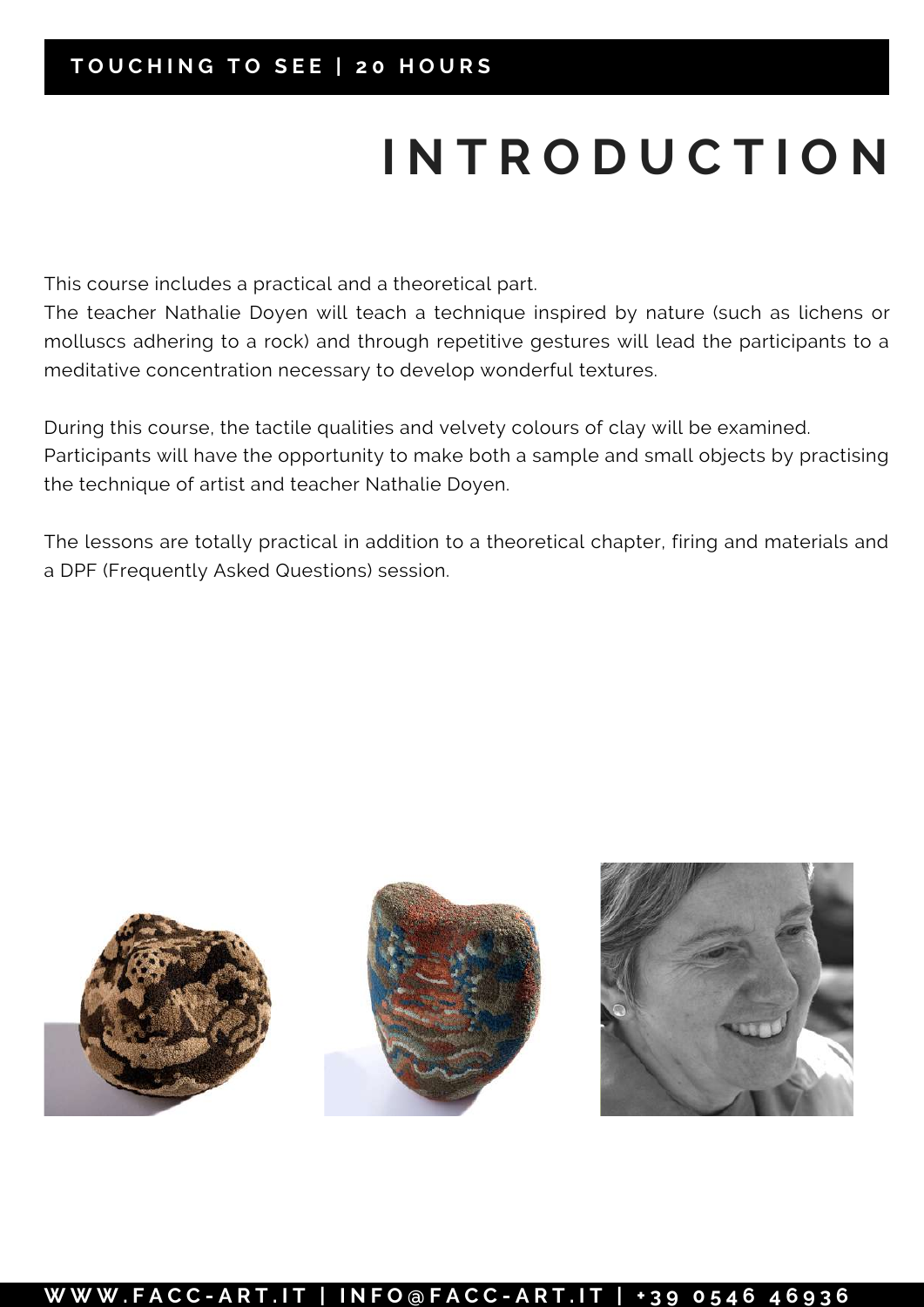**TOUCHING TO SEE | 20 HOURS**

# INTRODUCTION

This course includes a practical and a theoretical part.
The teacher Nathalie Doyen will teach a technique inspired by nature (such as lichens or molluscs adhering to a rock) and through repetitive gestures will lead the participants to a meditative concentration necessary to develop wonderful textures.

During this course, the tactile qualities and velvety colours of clay will be examined.
Participants will have the opportunity to make both a sample and small objects by practising the technique of artist and teacher Nathalie Doyen.

The lessons are totally practical in addition to a theoretical chapter, firing and materials and a DPF (Frequently Asked Questions) session.

**WWW.FACC-ART.IT | INFO@FACC-ART.IT | +39 0546 46936**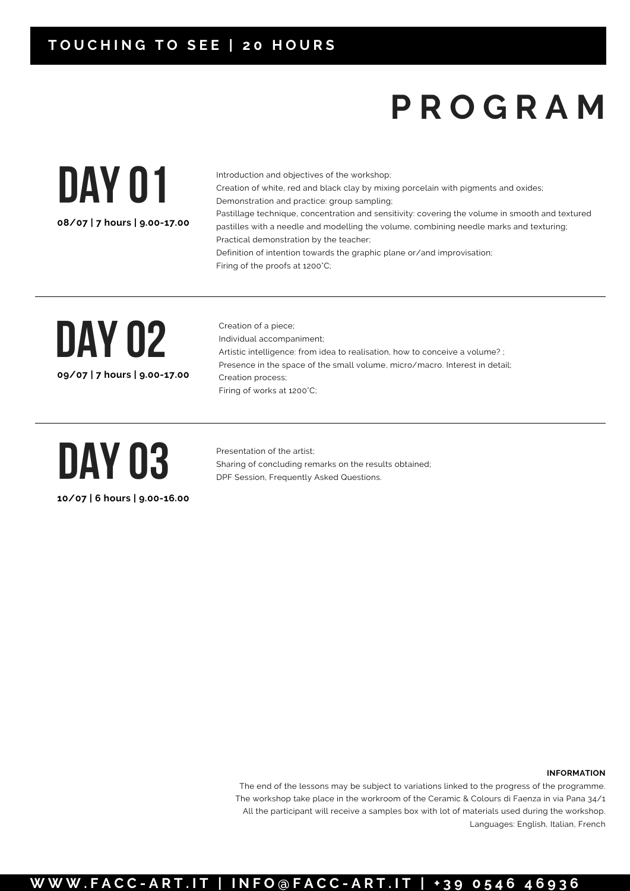**TOUCHING TO SEE | 20 HOURS**

# PROGRAM

## DAY 01

**08/07 | 7 hours | 9.00-17.00**

Introduction and objectives of the workshop;
Creation of white, red and black clay by mixing porcelain with pigments and oxides;
Demonstration and practice: group sampling;
Pastillage technique, concentration and sensitivity: covering the volume in smooth and textured pastilles with a needle and modelling the volume, combining needle marks and texturing;
Practical demonstration by the teacher;
Definition of intention towards the graphic plane or/and improvisation;
Firing of the proofs at 1200°C;

## DAY 02

**09/07 | 7 hours | 9.00-17.00**

Creation of a piece;
Individual accompaniment;
Artistic intelligence: from idea to realisation, how to conceive a volume? ;
Presence in the space of the small volume, micro/macro. Interest in detail;
Creation process;
Firing of works at 1200°C;

## DAY 03

**10/07 | 6 hours | 9.00-16.00**

Presentation of the artist;
Sharing of concluding remarks on the results obtained;
DPF Session, Frequently Asked Questions.

**INFORMATION**

The end of the lessons may be subject to variations linked to the progress of the programme.
The workshop take place in the workroom of the Ceramic & Colours di Faenza in via Pana 34/1
All the participant will receive a samples box with lot of materials used during the workshop.
Languages: English, Italian, French

**WWW.FACC-ART.IT | INFO@FACC-ART.IT | +39 0546 46936**